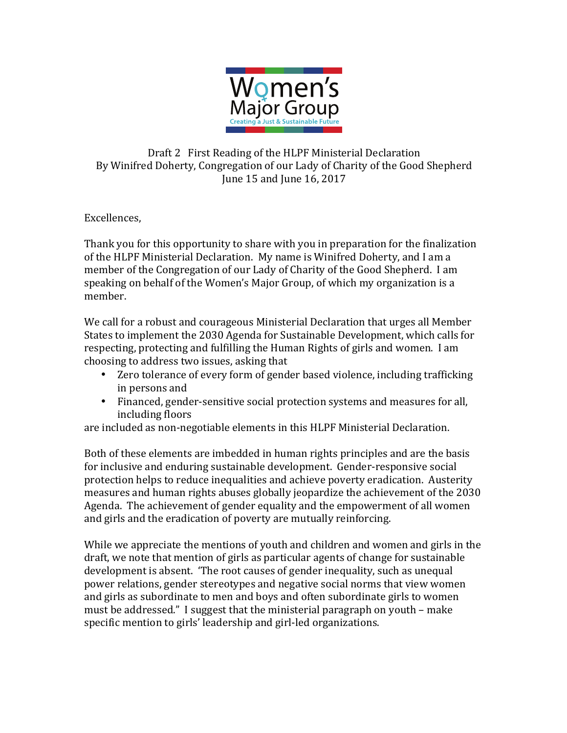Women's Major Group
Creating a Just & Sustainable Future

Draft 2 First Reading of the HLPF Ministerial Declaration
By Winifred Doherty, Congregation of our Lady of Charity of the Good Shepherd
June 15 and June 16, 2017

Excellences,

Thank you for this opportunity to share with you in preparation for the finalization of the HLPF Ministerial Declaration. My name is Winifred Doherty, and I am a member of the Congregation of our Lady of Charity of the Good Shepherd. I am speaking on behalf of the Women's Major Group, of which my organization is a member.

We call for a robust and courageous Ministerial Declaration that urges all Member States to implement the 2030 Agenda for Sustainable Development, which calls for respecting, protecting and fulfilling the Human Rights of girls and women. I am choosing to address two issues, asking that

- Zero tolerance of every form of gender based violence, including trafficking in persons and
- Financed, gender-sensitive social protection systems and measures for all, including floors

are included as non-negotiable elements in this HLPF Ministerial Declaration.

Both of these elements are imbedded in human rights principles and are the basis for inclusive and enduring sustainable development. Gender-responsive social protection helps to reduce inequalities and achieve poverty eradication. Austerity measures and human rights abuses globally jeopardize the achievement of the 2030 Agenda. The achievement of gender equality and the empowerment of all women and girls and the eradication of poverty are mutually reinforcing.

While we appreciate the mentions of youth and children and women and girls in the draft, we note that mention of girls as particular agents of change for sustainable development is absent. 'The root causes of gender inequality, such as unequal power relations, gender stereotypes and negative social norms that view women and girls as subordinate to men and boys and often subordinate girls to women must be addressed." I suggest that the ministerial paragraph on youth – make specific mention to girls' leadership and girl-led organizations.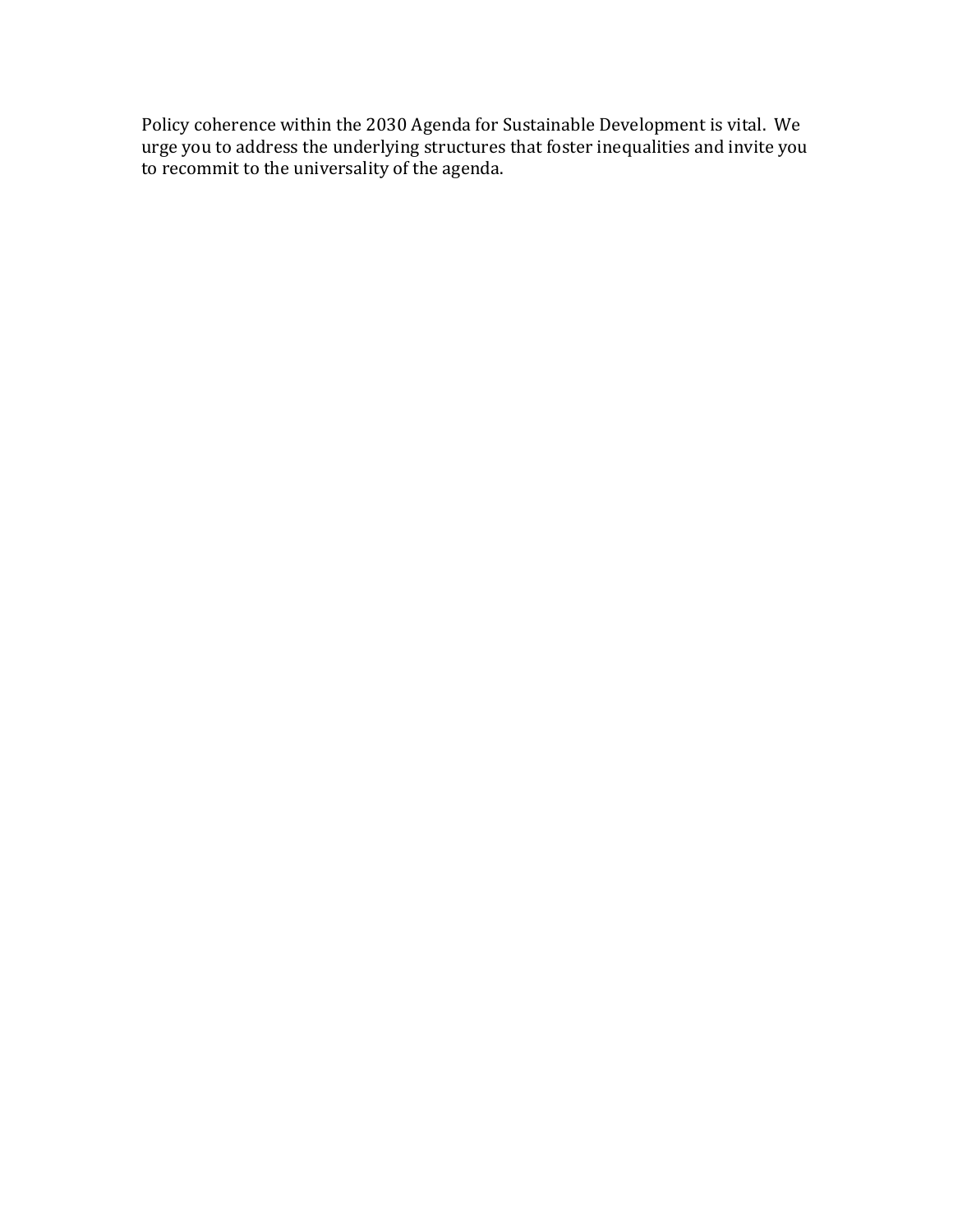Policy coherence within the 2030 Agenda for Sustainable Development is vital. We urge you to address the underlying structures that foster inequalities and invite you to recommit to the universality of the agenda.